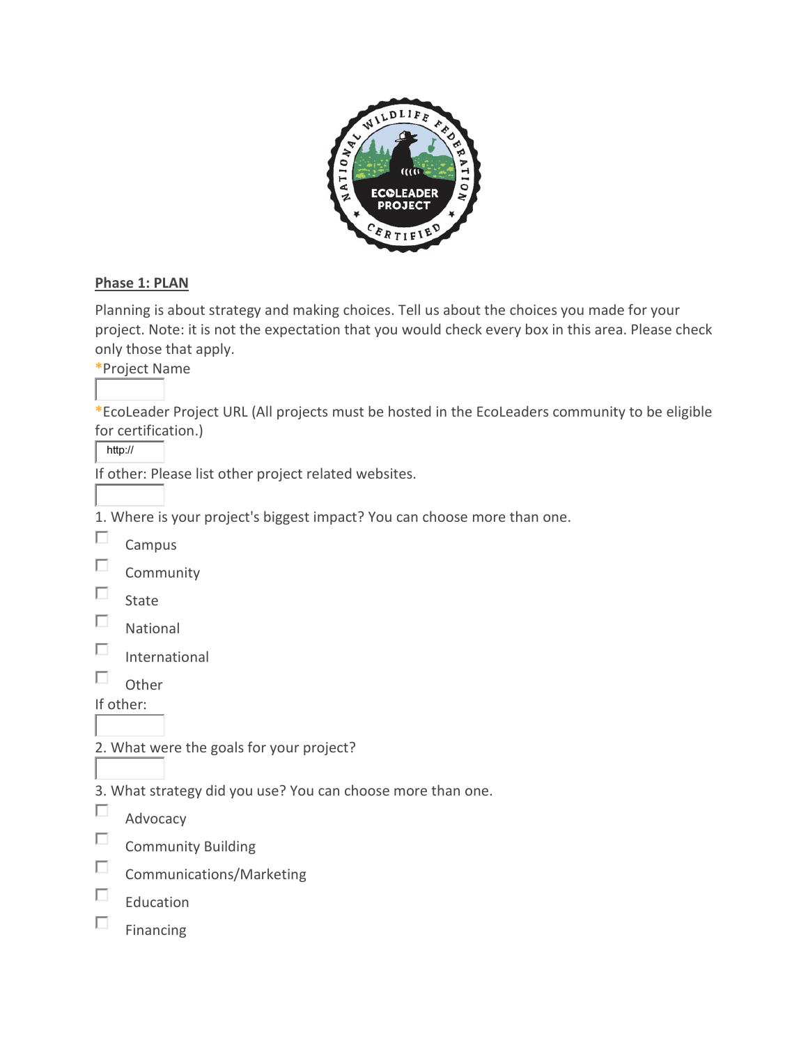## Phase 1: PLAN

Planning is about strategy and making choices. Tell us about the choices you made for your project. Note: it is not the expectation that you would check every box in this area. Please check only those that apply.

*Project Name

*EcoLeader Project URL (All projects must be hosted in the EcoLeaders community to be eligible for certification.)

http://

If other: Please list other project related websites.

1. Where is your project's biggest impact? You can choose more than one.

- [ ] Campus
- [ ] Community
- [ ] State
- [ ] National
- [ ] International
- [ ] Other

If other:

2. What were the goals for your project?

3. What strategy did you use? You can choose more than one.

- [ ] Advocacy
- [ ] Community Building
- [ ] Communications/Marketing
- [ ] Education
- [ ] Financing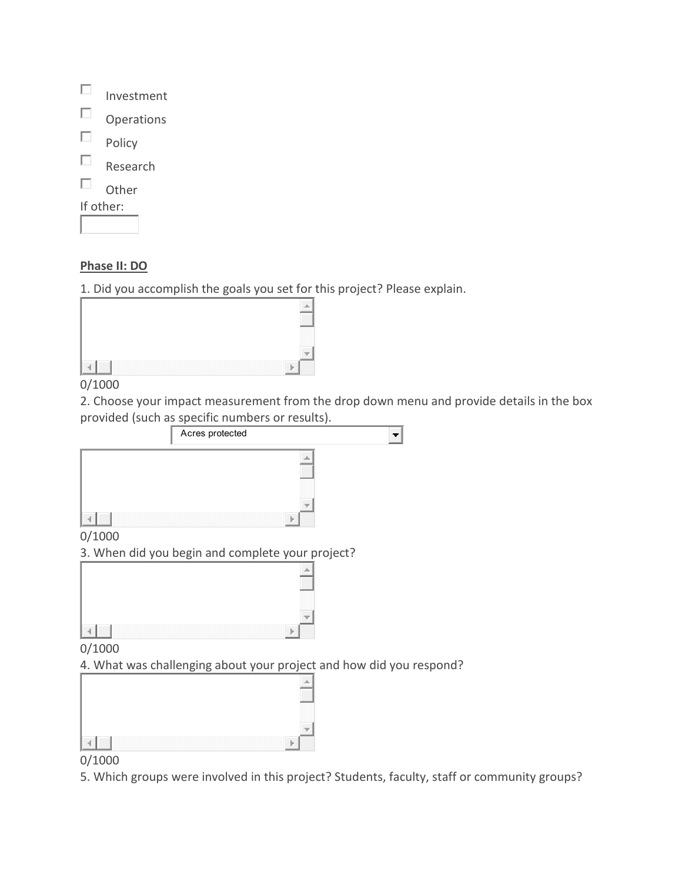- [ ] Investment
- [ ] Operations
- [ ] Policy
- [ ] Research
- [ ] Other

If other:

**Phase II: DO**

1. Did you accomplish the goals you set for this project? Please explain.

0/1000

2. Choose your impact measurement from the drop down menu and provide details in the box provided (such as specific numbers or results).

Acres protected

0/1000

3. When did you begin and complete your project?

0/1000

4. What was challenging about your project and how did you respond?

0/1000

5. Which groups were involved in this project? Students, faculty, staff or community groups?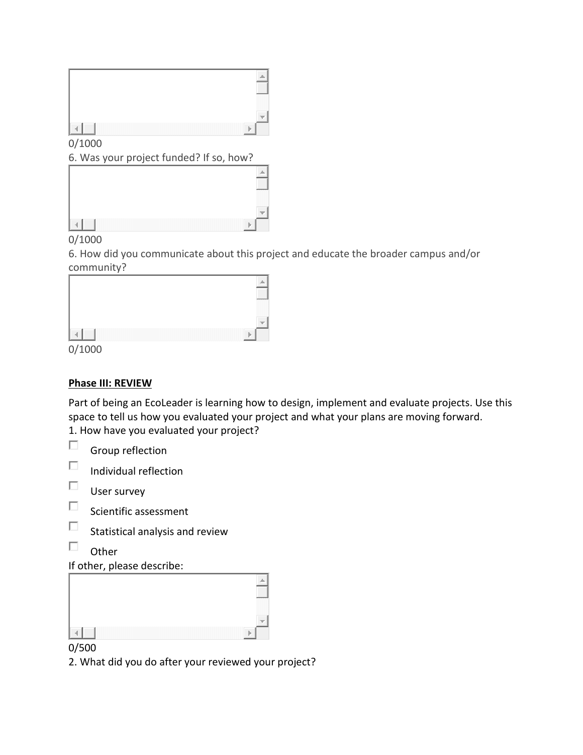0/1000

6. Was your project funded? If so, how?

0/1000

6. How did you communicate about this project and educate the broader campus and/or community?

0/1000

**Phase III: REVIEW**

Part of being an EcoLeader is learning how to design, implement and evaluate projects. Use this space to tell us how you evaluated your project and what your plans are moving forward.

1. How have you evaluated your project?

- ☐ Group reflection
- ☐ Individual reflection
- ☐ User survey
- ☐ Scientific assessment
- ☐ Statistical analysis and review
- ☐ Other

If other, please describe:

0/500

2. What did you do after your reviewed your project?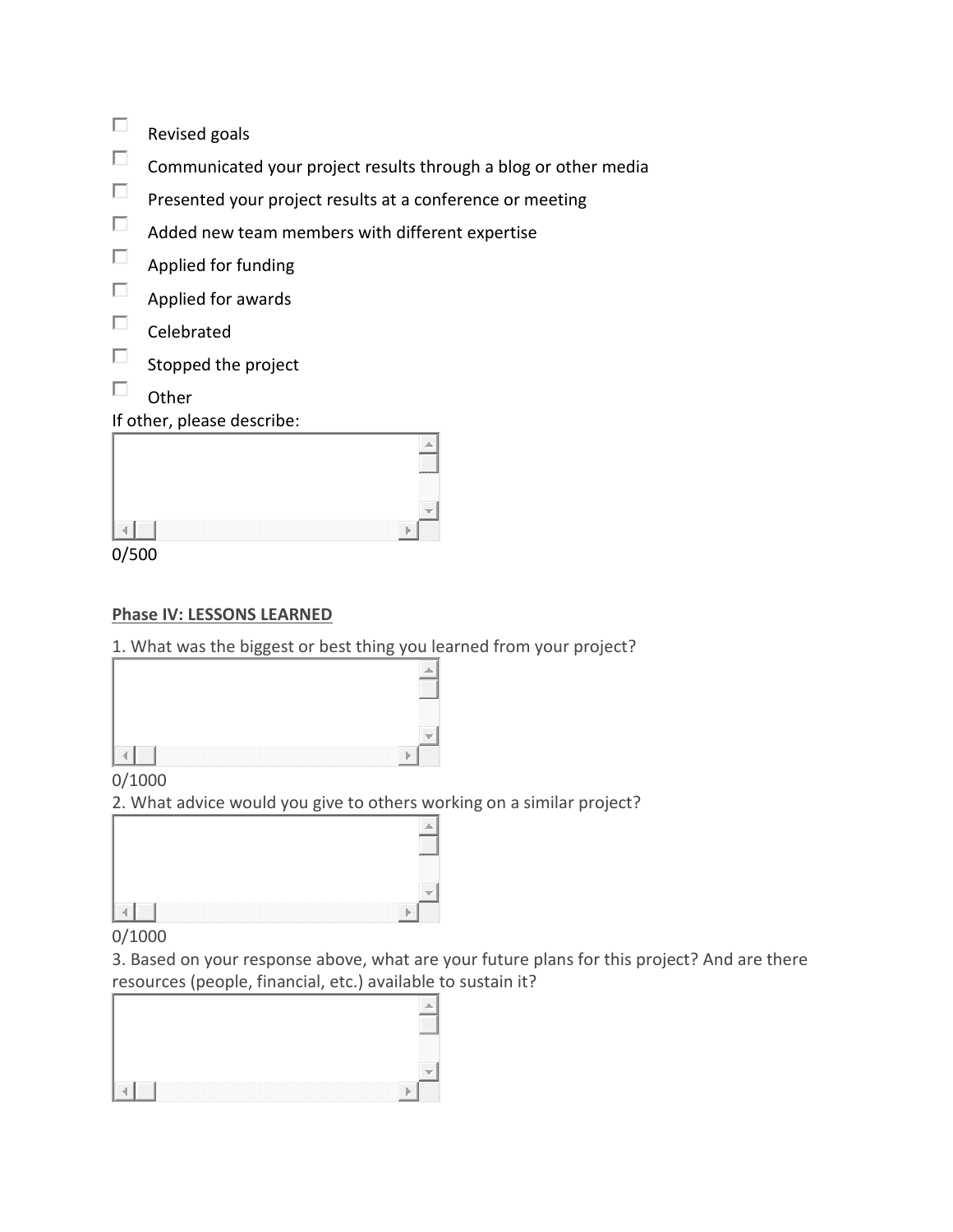- [ ] Revised goals
- [ ] Communicated your project results through a blog or other media
- [ ] Presented your project results at a conference or meeting
- [ ] Added new team members with different expertise
- [ ] Applied for funding
- [ ] Applied for awards
- [ ] Celebrated
- [ ] Stopped the project
- [ ] Other

If other, please describe:

0/500

**Phase IV: LESSONS LEARNED**

1. What was the biggest or best thing you learned from your project?

0/1000

2. What advice would you give to others working on a similar project?

0/1000

3. Based on your response above, what are your future plans for this project? And are there resources (people, financial, etc.) available to sustain it?